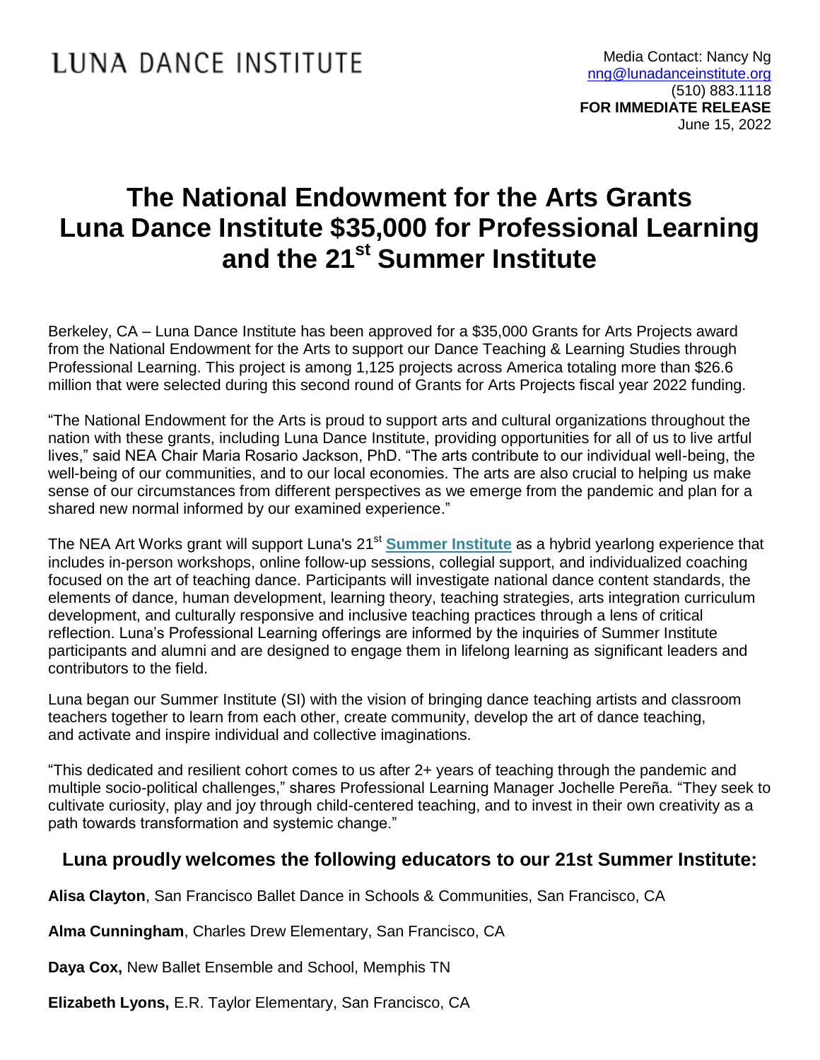LUNA DANCE INSTITUTE

Media Contact: Nancy Ng
nng@lunadanceinstitute.org
(510) 883.1118
**FOR IMMEDIATE RELEASE**
June 15, 2022

# The National Endowment for the Arts Grants Luna Dance Institute $35,000 for Professional Learning and the 21st Summer Institute

Berkeley, CA – Luna Dance Institute has been approved for a $35,000 Grants for Arts Projects award from the National Endowment for the Arts to support our Dance Teaching & Learning Studies through Professional Learning. This project is among 1,125 projects across America totaling more than $26.6 million that were selected during this second round of Grants for Arts Projects fiscal year 2022 funding.

"The National Endowment for the Arts is proud to support arts and cultural organizations throughout the nation with these grants, including Luna Dance Institute, providing opportunities for all of us to live artful lives," said NEA Chair Maria Rosario Jackson, PhD. "The arts contribute to our individual well-being, the well-being of our communities, and to our local economies. The arts are also crucial to helping us make sense of our circumstances from different perspectives as we emerge from the pandemic and plan for a shared new normal informed by our examined experience."

The NEA Art Works grant will support Luna's 21st **Summer Institute** as a hybrid yearlong experience that includes in-person workshops, online follow-up sessions, collegial support, and individualized coaching focused on the art of teaching dance. Participants will investigate national dance content standards, the elements of dance, human development, learning theory, teaching strategies, arts integration curriculum development, and culturally responsive and inclusive teaching practices through a lens of critical reflection. Luna's Professional Learning offerings are informed by the inquiries of Summer Institute participants and alumni and are designed to engage them in lifelong learning as significant leaders and contributors to the field.

Luna began our Summer Institute (SI) with the vision of bringing dance teaching artists and classroom teachers together to learn from each other, create community, develop the art of dance teaching, and activate and inspire individual and collective imaginations.

"This dedicated and resilient cohort comes to us after 2+ years of teaching through the pandemic and multiple socio-political challenges," shares Professional Learning Manager Jochelle Pereña. "They seek to cultivate curiosity, play and joy through child-centered teaching, and to invest in their own creativity as a path towards transformation and systemic change."

## Luna proudly welcomes the following educators to our 21st Summer Institute:

**Alisa Clayton**, San Francisco Ballet Dance in Schools & Communities, San Francisco, CA

**Alma Cunningham**, Charles Drew Elementary, San Francisco, CA

**Daya Cox,** New Ballet Ensemble and School, Memphis TN

**Elizabeth Lyons,** E.R. Taylor Elementary, San Francisco, CA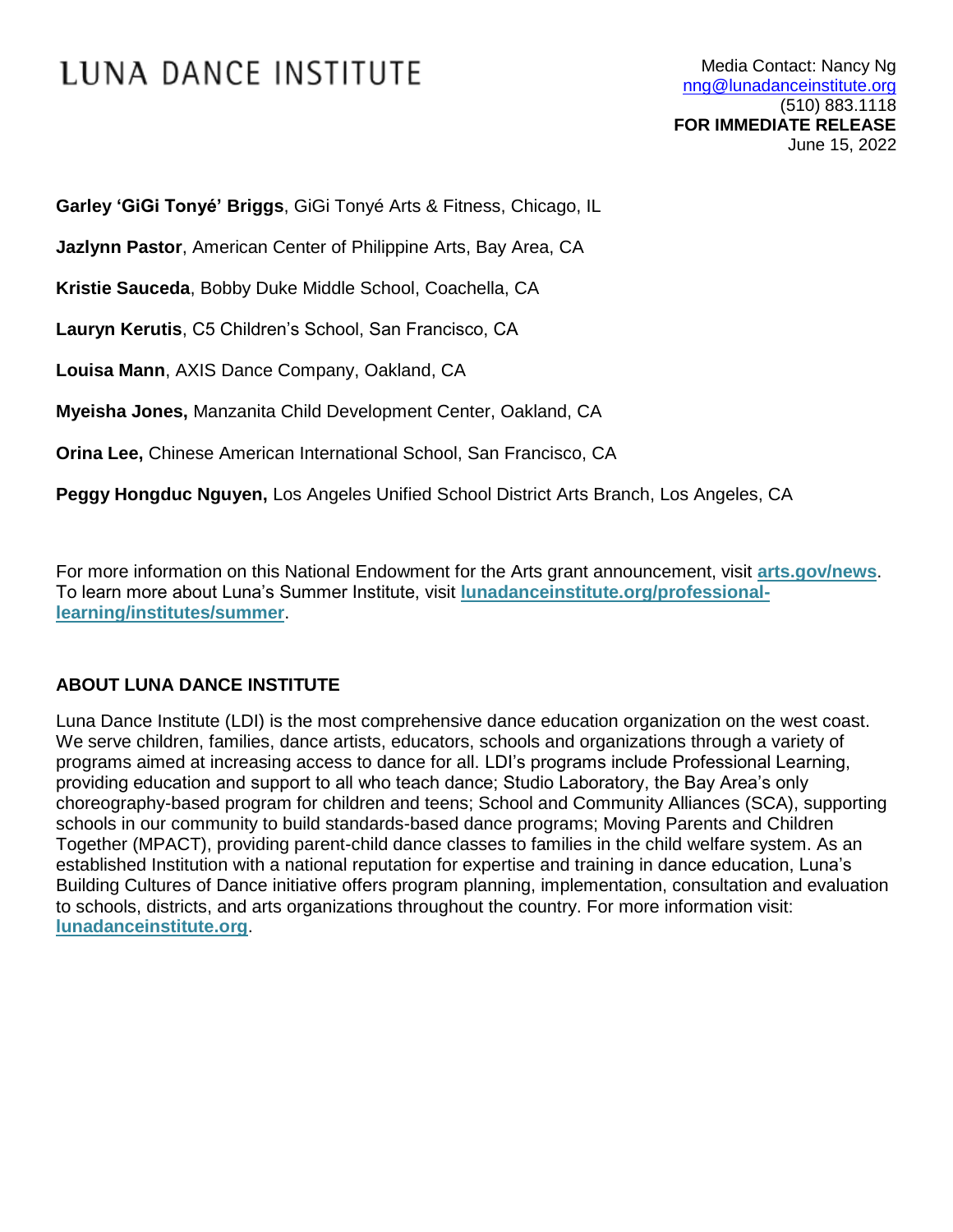# LUNA DANCE INSTITUTE

Media Contact: Nancy Ng
nng@lunadanceinstitute.org
(510) 883.1118
**FOR IMMEDIATE RELEASE**
June 15, 2022

**Garley 'GiGi Tonyé' Briggs**, GiGi Tonyé Arts & Fitness, Chicago, IL

**Jazlynn Pastor**, American Center of Philippine Arts, Bay Area, CA

**Kristie Sauceda**, Bobby Duke Middle School, Coachella, CA

**Lauryn Kerutis**, C5 Children's School, San Francisco, CA

**Louisa Mann**, AXIS Dance Company, Oakland, CA

**Myeisha Jones,** Manzanita Child Development Center, Oakland, CA

**Orina Lee,** Chinese American International School, San Francisco, CA

**Peggy Hongduc Nguyen,** Los Angeles Unified School District Arts Branch, Los Angeles, CA

For more information on this National Endowment for the Arts grant announcement, visit **arts.gov/news**. To learn more about Luna's Summer Institute, visit **lunadanceinstitute.org/professional-learning/institutes/summer**.

## ABOUT LUNA DANCE INSTITUTE

Luna Dance Institute (LDI) is the most comprehensive dance education organization on the west coast. We serve children, families, dance artists, educators, schools and organizations through a variety of programs aimed at increasing access to dance for all. LDI's programs include Professional Learning, providing education and support to all who teach dance; Studio Laboratory, the Bay Area's only choreography-based program for children and teens; School and Community Alliances (SCA), supporting schools in our community to build standards-based dance programs; Moving Parents and Children Together (MPACT), providing parent-child dance classes to families in the child welfare system. As an established Institution with a national reputation for expertise and training in dance education, Luna's Building Cultures of Dance initiative offers program planning, implementation, consultation and evaluation to schools, districts, and arts organizations throughout the country. For more information visit: **lunadanceinstitute.org**.